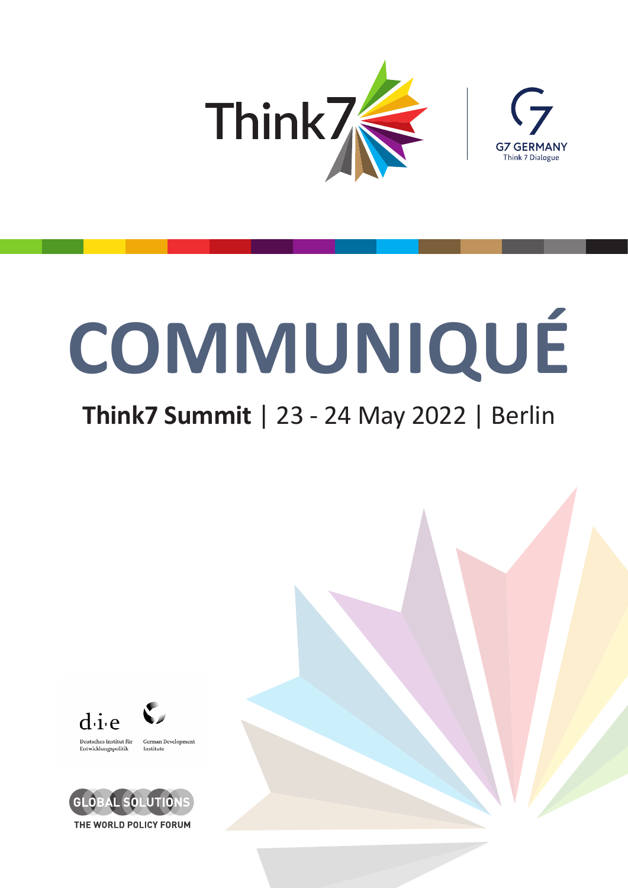Think7

G7 GERMANY
Think 7 Dialogue

# COMMUNIQUÉ

## **Think7 Summit** | 23 - 24 May 2022 | Berlin

d·i·e
Deutsches Institut für Entwicklungspolitik
German Development Institute

GLOBAL SOLUTIONS
THE WORLD POLICY FORUM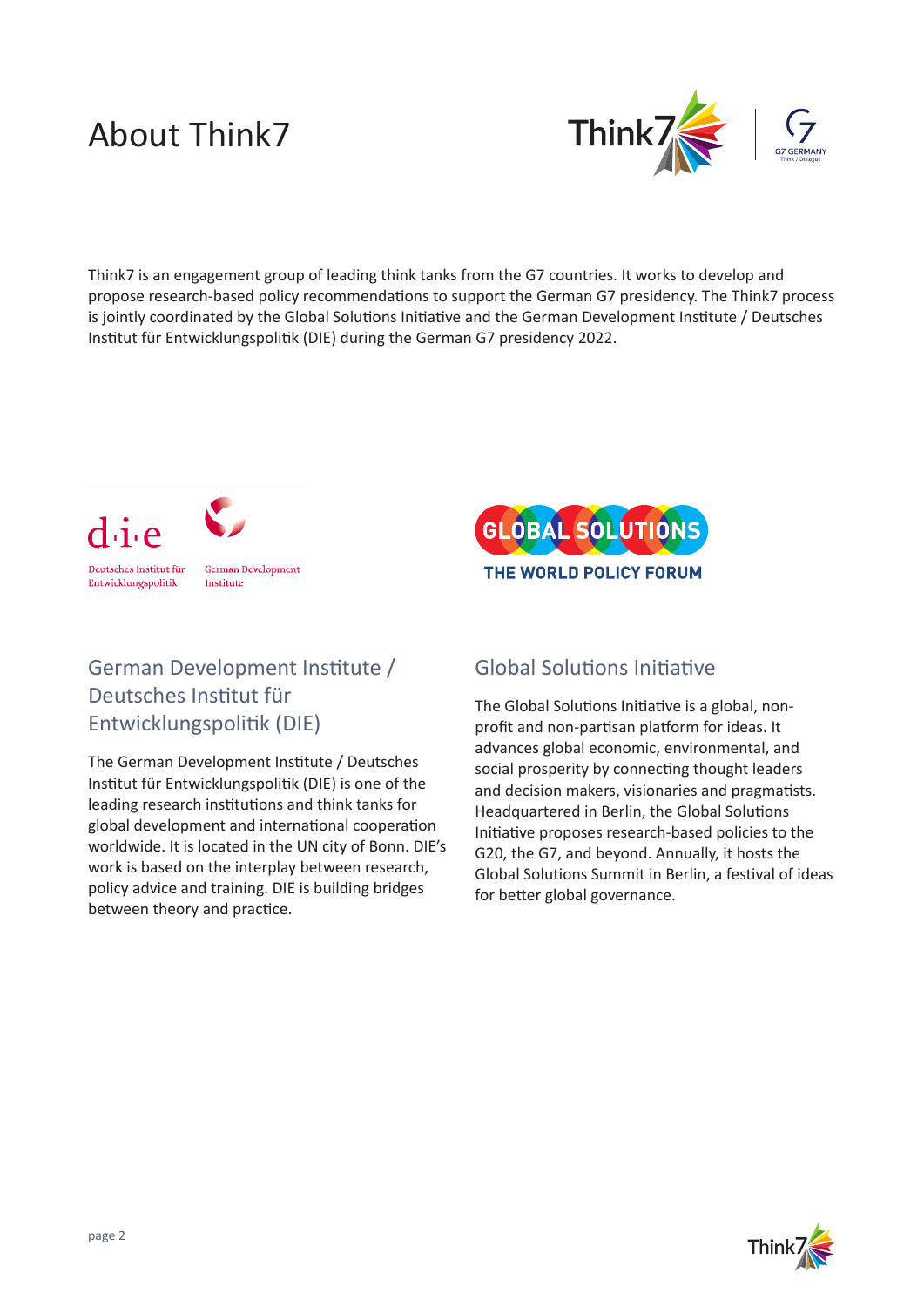# About Think7

Think7 is an engagement group of leading think tanks from the G7 countries. It works to develop and propose research-based policy recommendations to support the German G7 presidency. The Think7 process is jointly coordinated by the Global Solutions Initiative and the German Development Institute / Deutsches Institut für Entwicklungspolitik (DIE) during the German G7 presidency 2022.

## German Development Institute / Deutsches Institut für Entwicklungspolitik (DIE)

The German Development Institute / Deutsches Institut für Entwicklungspolitik (DIE) is one of the leading research institutions and think tanks for global development and international cooperation worldwide. It is located in the UN city of Bonn. DIE's work is based on the interplay between research, policy advice and training. DIE is building bridges between theory and practice.

## Global Solutions Initiative

The Global Solutions Initiative is a global, non-profit and non-partisan platform for ideas. It advances global economic, environmental, and social prosperity by connecting thought leaders and decision makers, visionaries and pragmatists. Headquartered in Berlin, the Global Solutions Initiative proposes research-based policies to the G20, the G7, and beyond. Annually, it hosts the Global Solutions Summit in Berlin, a festival of ideas for better global governance.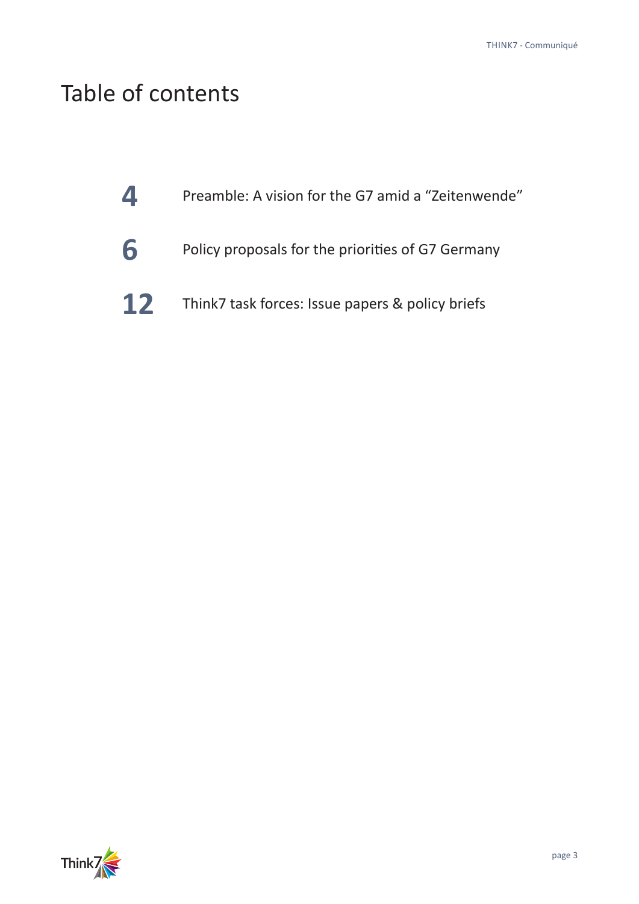# Table of contents

| | |
|---|---|
| **4** | Preamble: A vision for the G7 amid a “Zeitenwende” |
| **6** | Policy proposals for the priorities of G7 Germany |
| **12** | Think7 task forces: Issue papers & policy briefs |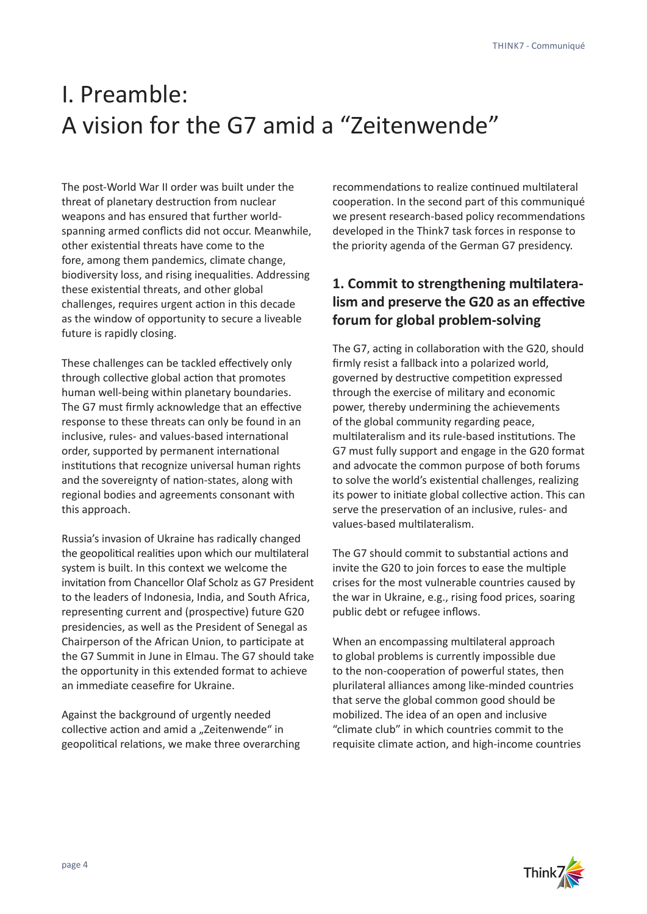# I. Preamble: A vision for the G7 amid a "Zeitenwende"

The post-World War II order was built under the threat of planetary destruction from nuclear weapons and has ensured that further world-spanning armed conflicts did not occur. Meanwhile, other existential threats have come to the fore, among them pandemics, climate change, biodiversity loss, and rising inequalities. Addressing these existential threats, and other global challenges, requires urgent action in this decade as the window of opportunity to secure a liveable future is rapidly closing.

These challenges can be tackled effectively only through collective global action that promotes human well-being within planetary boundaries. The G7 must firmly acknowledge that an effective response to these threats can only be found in an inclusive, rules- and values-based international order, supported by permanent international institutions that recognize universal human rights and the sovereignty of nation-states, along with regional bodies and agreements consonant with this approach.

Russia's invasion of Ukraine has radically changed the geopolitical realities upon which our multilateral system is built. In this context we welcome the invitation from Chancellor Olaf Scholz as G7 President to the leaders of Indonesia, India, and South Africa, representing current and (prospective) future G20 presidencies, as well as the President of Senegal as Chairperson of the African Union, to participate at the G7 Summit in June in Elmau. The G7 should take the opportunity in this extended format to achieve an immediate ceasefire for Ukraine.

Against the background of urgently needed collective action and amid a „Zeitenwende" in geopolitical relations, we make three overarching recommendations to realize continued multilateral cooperation. In the second part of this communiqué we present research-based policy recommendations developed in the Think7 task forces in response to the priority agenda of the German G7 presidency.

## 1. Commit to strengthening multilateralism and preserve the G20 as an effective forum for global problem-solving

The G7, acting in collaboration with the G20, should firmly resist a fallback into a polarized world, governed by destructive competition expressed through the exercise of military and economic power, thereby undermining the achievements of the global community regarding peace, multilateralism and its rule-based institutions. The G7 must fully support and engage in the G20 format and advocate the common purpose of both forums to solve the world's existential challenges, realizing its power to initiate global collective action. This can serve the preservation of an inclusive, rules- and values-based multilateralism.

The G7 should commit to substantial actions and invite the G20 to join forces to ease the multiple crises for the most vulnerable countries caused by the war in Ukraine, e.g., rising food prices, soaring public debt or refugee inflows.

When an encompassing multilateral approach to global problems is currently impossible due to the non-cooperation of powerful states, then plurilateral alliances among like-minded countries that serve the global common good should be mobilized. The idea of an open and inclusive "climate club" in which countries commit to the requisite climate action, and high-income countries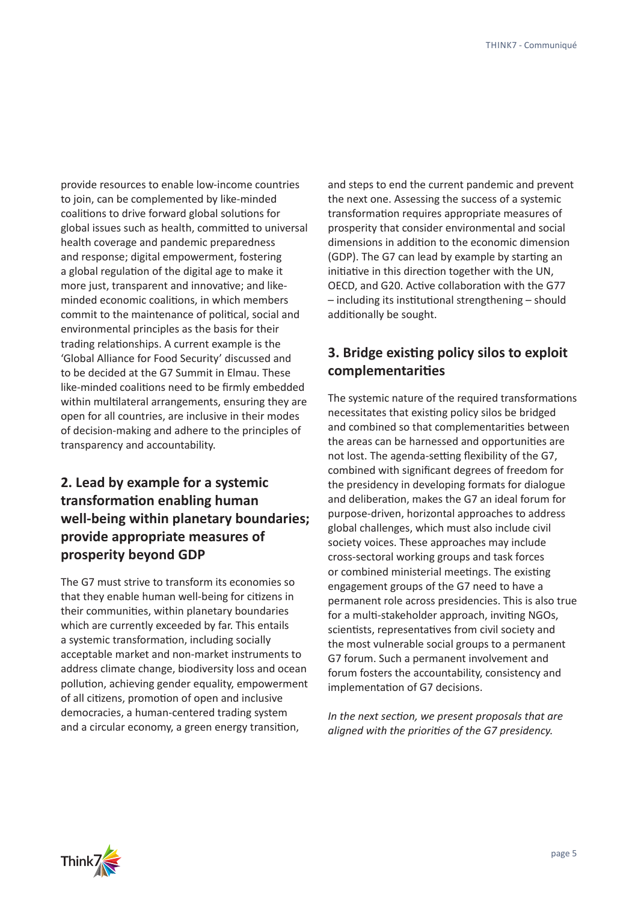provide resources to enable low-income countries to join, can be complemented by like-minded coalitions to drive forward global solutions for global issues such as health, committed to universal health coverage and pandemic preparedness and response; digital empowerment, fostering a global regulation of the digital age to make it more just, transparent and innovative; and like-minded economic coalitions, in which members commit to the maintenance of political, social and environmental principles as the basis for their trading relationships. A current example is the 'Global Alliance for Food Security' discussed and to be decided at the G7 Summit in Elmau. These like-minded coalitions need to be firmly embedded within multilateral arrangements, ensuring they are open for all countries, are inclusive in their modes of decision-making and adhere to the principles of transparency and accountability.

## 2. Lead by example for a systemic transformation enabling human well-being within planetary boundaries; provide appropriate measures of prosperity beyond GDP

The G7 must strive to transform its economies so that they enable human well-being for citizens in their communities, within planetary boundaries which are currently exceeded by far. This entails a systemic transformation, including socially acceptable market and non-market instruments to address climate change, biodiversity loss and ocean pollution, achieving gender equality, empowerment of all citizens, promotion of open and inclusive democracies, a human-centered trading system and a circular economy, a green energy transition, and steps to end the current pandemic and prevent the next one. Assessing the success of a systemic transformation requires appropriate measures of prosperity that consider environmental and social dimensions in addition to the economic dimension (GDP). The G7 can lead by example by starting an initiative in this direction together with the UN, OECD, and G20. Active collaboration with the G77 – including its institutional strengthening – should additionally be sought.

## 3. Bridge existing policy silos to exploit complementarities

The systemic nature of the required transformations necessitates that existing policy silos be bridged and combined so that complementarities between the areas can be harnessed and opportunities are not lost. The agenda-setting flexibility of the G7, combined with significant degrees of freedom for the presidency in developing formats for dialogue and deliberation, makes the G7 an ideal forum for purpose-driven, horizontal approaches to address global challenges, which must also include civil society voices. These approaches may include cross-sectoral working groups and task forces or combined ministerial meetings. The existing engagement groups of the G7 need to have a permanent role across presidencies. This is also true for a multi-stakeholder approach, inviting NGOs, scientists, representatives from civil society and the most vulnerable social groups to a permanent G7 forum. Such a permanent involvement and forum fosters the accountability, consistency and implementation of G7 decisions.

*In the next section, we present proposals that are aligned with the priorities of the G7 presidency.*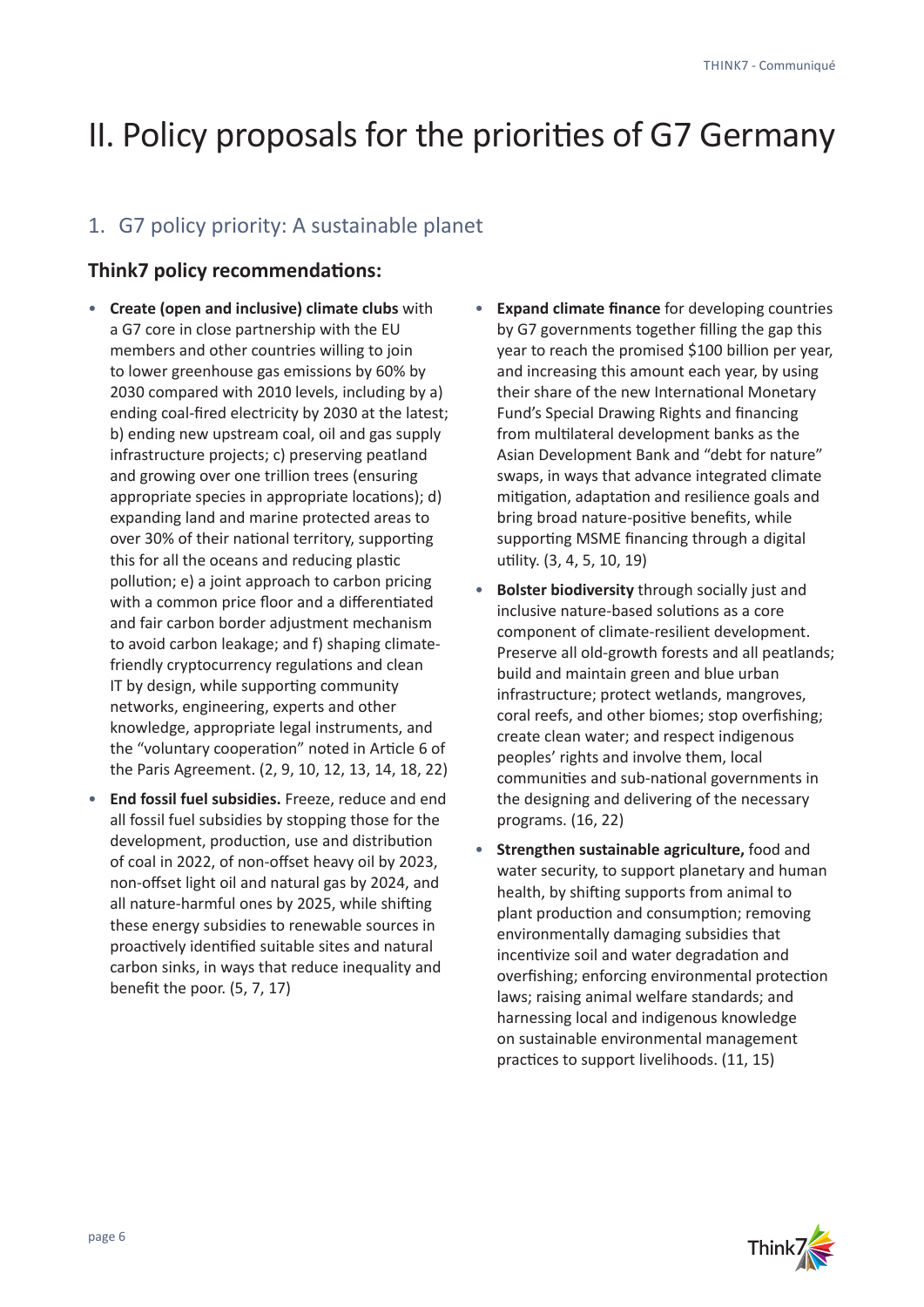# II. Policy proposals for the priorities of G7 Germany

## 1. G7 policy priority: A sustainable planet

### Think7 policy recommendations:

- **Create (open and inclusive) climate clubs** with a G7 core in close partnership with the EU members and other countries willing to join to lower greenhouse gas emissions by 60% by 2030 compared with 2010 levels, including by a) ending coal-fired electricity by 2030 at the latest; b) ending new upstream coal, oil and gas supply infrastructure projects; c) preserving peatland and growing over one trillion trees (ensuring appropriate species in appropriate locations); d) expanding land and marine protected areas to over 30% of their national territory, supporting this for all the oceans and reducing plastic pollution; e) a joint approach to carbon pricing with a common price floor and a differentiated and fair carbon border adjustment mechanism to avoid carbon leakage; and f) shaping climate-friendly cryptocurrency regulations and clean IT by design, while supporting community networks, engineering, experts and other knowledge, appropriate legal instruments, and the "voluntary cooperation" noted in Article 6 of the Paris Agreement. (2, 9, 10, 12, 13, 14, 18, 22)
- **End fossil fuel subsidies.** Freeze, reduce and end all fossil fuel subsidies by stopping those for the development, production, use and distribution of coal in 2022, of non-offset heavy oil by 2023, non-offset light oil and natural gas by 2024, and all nature-harmful ones by 2025, while shifting these energy subsidies to renewable sources in proactively identified suitable sites and natural carbon sinks, in ways that reduce inequality and benefit the poor. (5, 7, 17)
- **Expand climate finance** for developing countries by G7 governments together filling the gap this year to reach the promised $100 billion per year, and increasing this amount each year, by using their share of the new International Monetary Fund's Special Drawing Rights and financing from multilateral development banks as the Asian Development Bank and "debt for nature" swaps, in ways that advance integrated climate mitigation, adaptation and resilience goals and bring broad nature-positive benefits, while supporting MSME financing through a digital utility. (3, 4, 5, 10, 19)
- **Bolster biodiversity** through socially just and inclusive nature-based solutions as a core component of climate-resilient development. Preserve all old-growth forests and all peatlands; build and maintain green and blue urban infrastructure; protect wetlands, mangroves, coral reefs, and other biomes; stop overfishing; create clean water; and respect indigenous peoples' rights and involve them, local communities and sub-national governments in the designing and delivering of the necessary programs. (16, 22)
- **Strengthen sustainable agriculture,** food and water security, to support planetary and human health, by shifting supports from animal to plant production and consumption; removing environmentally damaging subsidies that incentivize soil and water degradation and overfishing; enforcing environmental protection laws; raising animal welfare standards; and harnessing local and indigenous knowledge on sustainable environmental management practices to support livelihoods. (11, 15)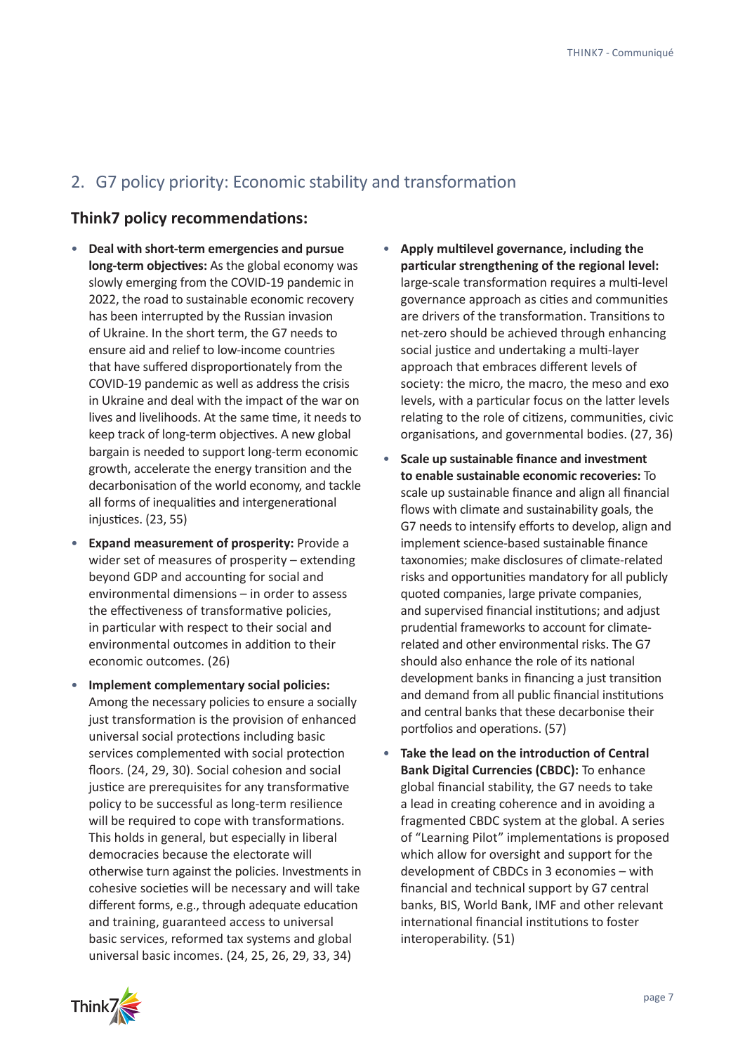## 2. G7 policy priority: Economic stability and transformation

### Think7 policy recommendations:

- **Deal with short-term emergencies and pursue long-term objectives:** As the global economy was slowly emerging from the COVID-19 pandemic in 2022, the road to sustainable economic recovery has been interrupted by the Russian invasion of Ukraine. In the short term, the G7 needs to ensure aid and relief to low-income countries that have suffered disproportionately from the COVID-19 pandemic as well as address the crisis in Ukraine and deal with the impact of the war on lives and livelihoods. At the same time, it needs to keep track of long-term objectives. A new global bargain is needed to support long-term economic growth, accelerate the energy transition and the decarbonisation of the world economy, and tackle all forms of inequalities and intergenerational injustices. (23, 55)
- **Expand measurement of prosperity:** Provide a wider set of measures of prosperity – extending beyond GDP and accounting for social and environmental dimensions – in order to assess the effectiveness of transformative policies, in particular with respect to their social and environmental outcomes in addition to their economic outcomes. (26)
- **Implement complementary social policies:** Among the necessary policies to ensure a socially just transformation is the provision of enhanced universal social protections including basic services complemented with social protection floors. (24, 29, 30). Social cohesion and social justice are prerequisites for any transformative policy to be successful as long-term resilience will be required to cope with transformations. This holds in general, but especially in liberal democracies because the electorate will otherwise turn against the policies. Investments in cohesive societies will be necessary and will take different forms, e.g., through adequate education and training, guaranteed access to universal basic services, reformed tax systems and global universal basic incomes. (24, 25, 26, 29, 33, 34)
- **Apply multilevel governance, including the particular strengthening of the regional level:** large-scale transformation requires a multi-level governance approach as cities and communities are drivers of the transformation. Transitions to net-zero should be achieved through enhancing social justice and undertaking a multi-layer approach that embraces different levels of society: the micro, the macro, the meso and exo levels, with a particular focus on the latter levels relating to the role of citizens, communities, civic organisations, and governmental bodies. (27, 36)
- **Scale up sustainable finance and investment to enable sustainable economic recoveries:** To scale up sustainable finance and align all financial flows with climate and sustainability goals, the G7 needs to intensify efforts to develop, align and implement science-based sustainable finance taxonomies; make disclosures of climate-related risks and opportunities mandatory for all publicly quoted companies, large private companies, and supervised financial institutions; and adjust prudential frameworks to account for climate-related and other environmental risks. The G7 should also enhance the role of its national development banks in financing a just transition and demand from all public financial institutions and central banks that these decarbonise their portfolios and operations. (57)
- **Take the lead on the introduction of Central Bank Digital Currencies (CBDC):** To enhance global financial stability, the G7 needs to take a lead in creating coherence and in avoiding a fragmented CBDC system at the global. A series of "Learning Pilot" implementations is proposed which allow for oversight and support for the development of CBDCs in 3 economies – with financial and technical support by G7 central banks, BIS, World Bank, IMF and other relevant international financial institutions to foster interoperability. (51)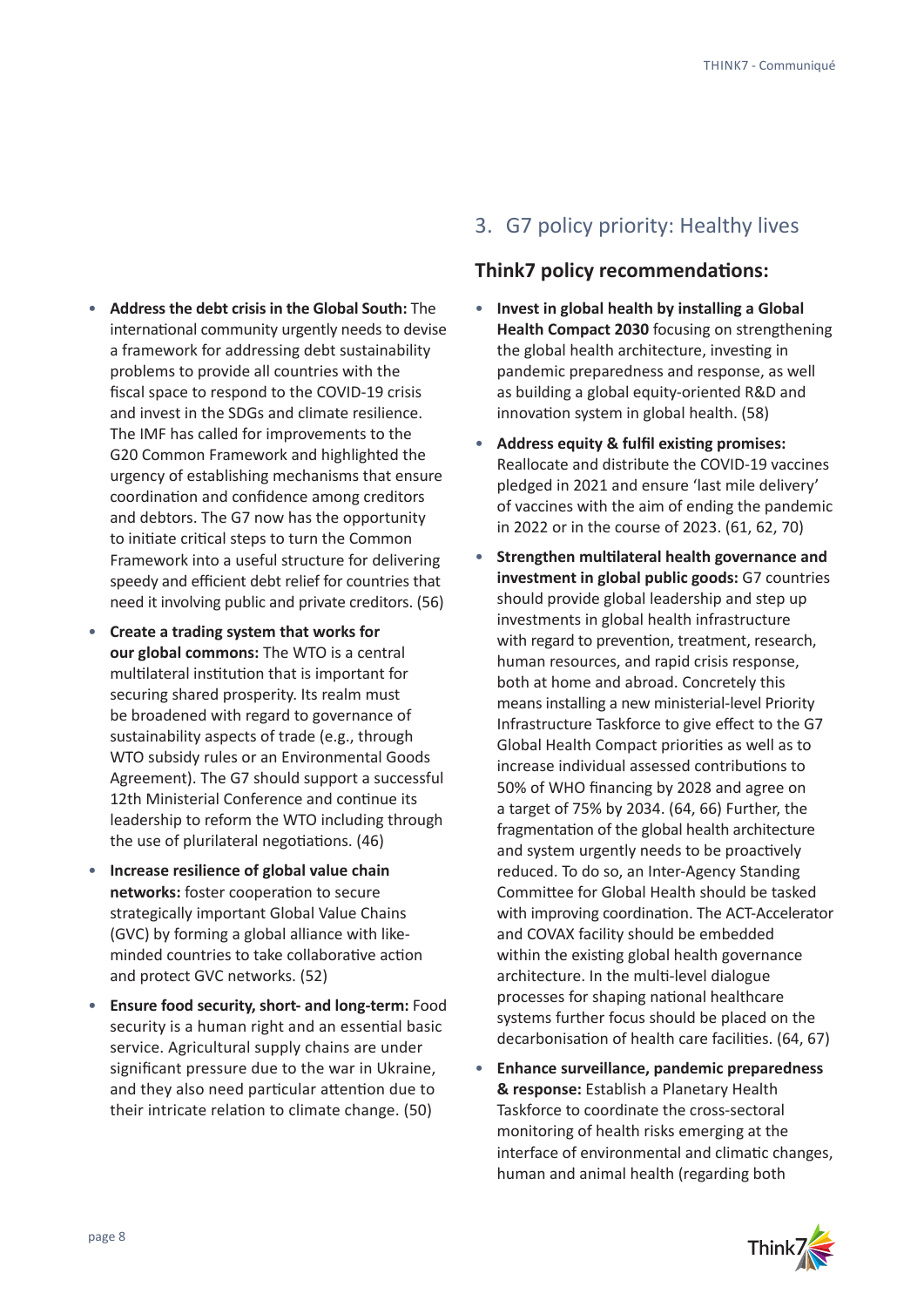- **Address the debt crisis in the Global South:** The international community urgently needs to devise a framework for addressing debt sustainability problems to provide all countries with the fiscal space to respond to the COVID-19 crisis and invest in the SDGs and climate resilience. The IMF has called for improvements to the G20 Common Framework and highlighted the urgency of establishing mechanisms that ensure coordination and confidence among creditors and debtors. The G7 now has the opportunity to initiate critical steps to turn the Common Framework into a useful structure for delivering speedy and efficient debt relief for countries that need it involving public and private creditors. (56)
- **Create a trading system that works for our global commons:** The WTO is a central multilateral institution that is important for securing shared prosperity. Its realm must be broadened with regard to governance of sustainability aspects of trade (e.g., through WTO subsidy rules or an Environmental Goods Agreement). The G7 should support a successful 12th Ministerial Conference and continue its leadership to reform the WTO including through the use of plurilateral negotiations. (46)
- **Increase resilience of global value chain networks:** foster cooperation to secure strategically important Global Value Chains (GVC) by forming a global alliance with like-minded countries to take collaborative action and protect GVC networks. (52)
- **Ensure food security, short- and long-term:** Food security is a human right and an essential basic service. Agricultural supply chains are under significant pressure due to the war in Ukraine, and they also need particular attention due to their intricate relation to climate change. (50)

## 3. G7 policy priority: Healthy lives

### Think7 policy recommendations:

- **Invest in global health by installing a Global Health Compact 2030** focusing on strengthening the global health architecture, investing in pandemic preparedness and response, as well as building a global equity-oriented R&D and innovation system in global health. (58)
- **Address equity & fulfil existing promises:** Reallocate and distribute the COVID-19 vaccines pledged in 2021 and ensure 'last mile delivery' of vaccines with the aim of ending the pandemic in 2022 or in the course of 2023. (61, 62, 70)
- **Strengthen multilateral health governance and investment in global public goods:** G7 countries should provide global leadership and step up investments in global health infrastructure with regard to prevention, treatment, research, human resources, and rapid crisis response, both at home and abroad. Concretely this means installing a new ministerial-level Priority Infrastructure Taskforce to give effect to the G7 Global Health Compact priorities as well as to increase individual assessed contributions to 50% of WHO financing by 2028 and agree on a target of 75% by 2034. (64, 66) Further, the fragmentation of the global health architecture and system urgently needs to be proactively reduced. To do so, an Inter-Agency Standing Committee for Global Health should be tasked with improving coordination. The ACT-Accelerator and COVAX facility should be embedded within the existing global health governance architecture. In the multi-level dialogue processes for shaping national healthcare systems further focus should be placed on the decarbonisation of health care facilities. (64, 67)
- **Enhance surveillance, pandemic preparedness & response:** Establish a Planetary Health Taskforce to coordinate the cross-sectoral monitoring of health risks emerging at the interface of environmental and climatic changes, human and animal health (regarding both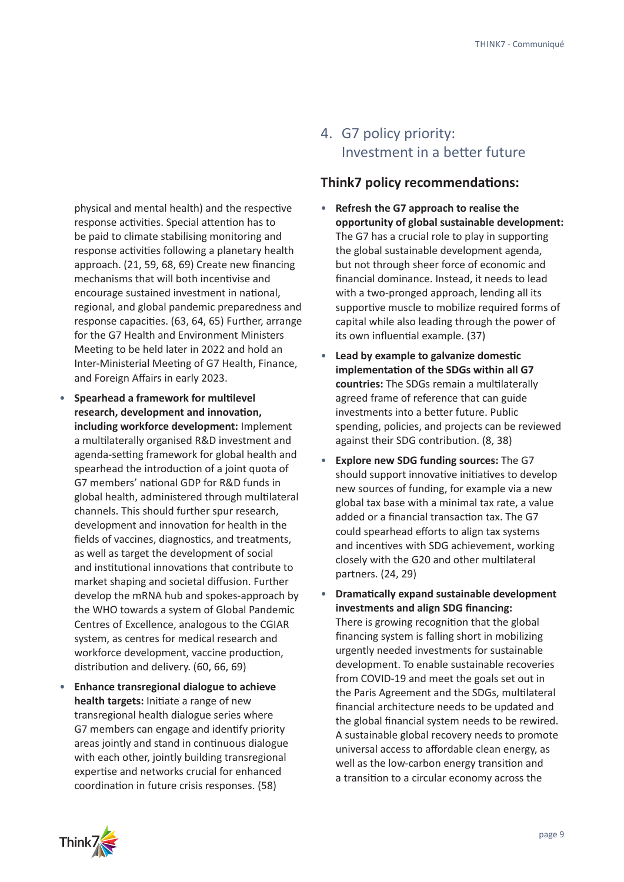physical and mental health) and the respective response activities. Special attention has to be paid to climate stabilising monitoring and response activities following a planetary health approach. (21, 59, 68, 69) Create new financing mechanisms that will both incentivise and encourage sustained investment in national, regional, and global pandemic preparedness and response capacities. (63, 64, 65) Further, arrange for the G7 Health and Environment Ministers Meeting to be held later in 2022 and hold an Inter-Ministerial Meeting of G7 Health, Finance, and Foreign Affairs in early 2023.

- **Spearhead a framework for multilevel research, development and innovation, including workforce development:** Implement a multilaterally organised R&D investment and agenda-setting framework for global health and spearhead the introduction of a joint quota of G7 members' national GDP for R&D funds in global health, administered through multilateral channels. This should further spur research, development and innovation for health in the fields of vaccines, diagnostics, and treatments, as well as target the development of social and institutional innovations that contribute to market shaping and societal diffusion. Further develop the mRNA hub and spokes-approach by the WHO towards a system of Global Pandemic Centres of Excellence, analogous to the CGIAR system, as centres for medical research and workforce development, vaccine production, distribution and delivery. (60, 66, 69)
- **Enhance transregional dialogue to achieve health targets:** Initiate a range of new transregional health dialogue series where G7 members can engage and identify priority areas jointly and stand in continuous dialogue with each other, jointly building transregional expertise and networks crucial for enhanced coordination in future crisis responses. (58)

## 4. G7 policy priority: Investment in a better future

### Think7 policy recommendations:

- **Refresh the G7 approach to realise the opportunity of global sustainable development:** The G7 has a crucial role to play in supporting the global sustainable development agenda, but not through sheer force of economic and financial dominance. Instead, it needs to lead with a two-pronged approach, lending all its supportive muscle to mobilize required forms of capital while also leading through the power of its own influential example. (37)
- **Lead by example to galvanize domestic implementation of the SDGs within all G7 countries:** The SDGs remain a multilaterally agreed frame of reference that can guide investments into a better future. Public spending, policies, and projects can be reviewed against their SDG contribution. (8, 38)
- **Explore new SDG funding sources:** The G7 should support innovative initiatives to develop new sources of funding, for example via a new global tax base with a minimal tax rate, a value added or a financial transaction tax. The G7 could spearhead efforts to align tax systems and incentives with SDG achievement, working closely with the G20 and other multilateral partners. (24, 29)
- **Dramatically expand sustainable development investments and align SDG financing:** There is growing recognition that the global financing system is falling short in mobilizing urgently needed investments for sustainable development. To enable sustainable recoveries from COVID-19 and meet the goals set out in the Paris Agreement and the SDGs, multilateral financial architecture needs to be updated and the global financial system needs to be rewired. A sustainable global recovery needs to promote universal access to affordable clean energy, as well as the low-carbon energy transition and a transition to a circular economy across the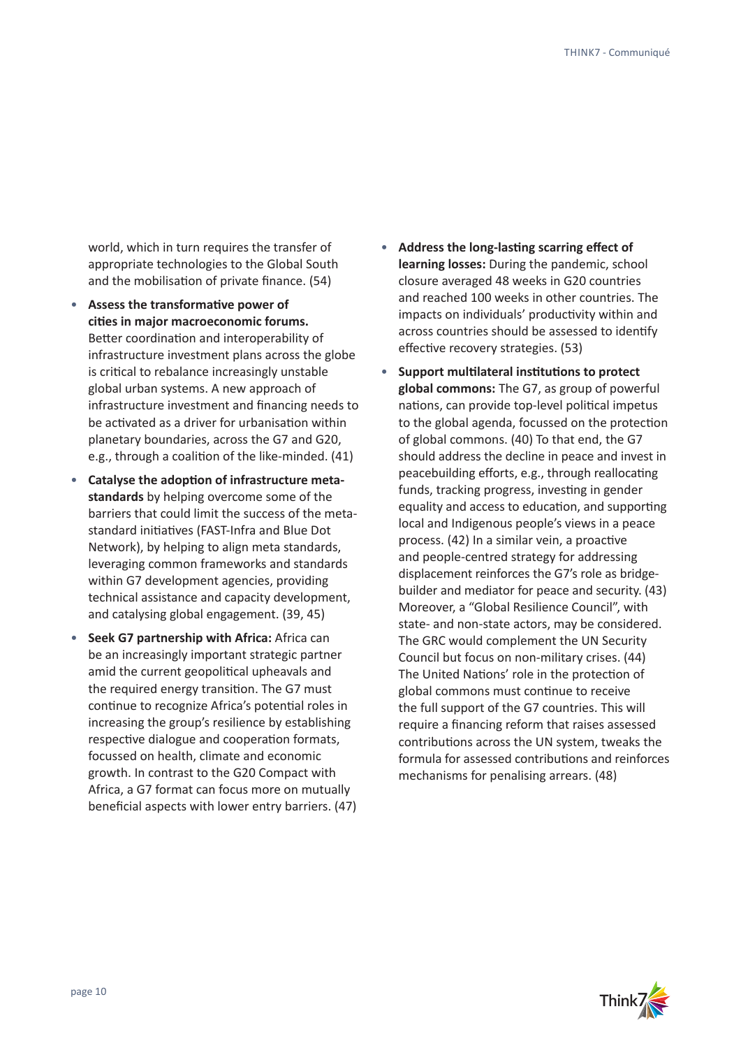world, which in turn requires the transfer of appropriate technologies to the Global South and the mobilisation of private finance. (54)

- **Assess the transformative power of cities in major macroeconomic forums.** Better coordination and interoperability of infrastructure investment plans across the globe is critical to rebalance increasingly unstable global urban systems. A new approach of infrastructure investment and financing needs to be activated as a driver for urbanisation within planetary boundaries, across the G7 and G20, e.g., through a coalition of the like-minded. (41)
- **Catalyse the adoption of infrastructure meta-standards** by helping overcome some of the barriers that could limit the success of the meta-standard initiatives (FAST-Infra and Blue Dot Network), by helping to align meta standards, leveraging common frameworks and standards within G7 development agencies, providing technical assistance and capacity development, and catalysing global engagement. (39, 45)
- **Seek G7 partnership with Africa:** Africa can be an increasingly important strategic partner amid the current geopolitical upheavals and the required energy transition. The G7 must continue to recognize Africa's potential roles in increasing the group's resilience by establishing respective dialogue and cooperation formats, focussed on health, climate and economic growth. In contrast to the G20 Compact with Africa, a G7 format can focus more on mutually beneficial aspects with lower entry barriers. (47)
- **Address the long-lasting scarring effect of learning losses:** During the pandemic, school closure averaged 48 weeks in G20 countries and reached 100 weeks in other countries. The impacts on individuals' productivity within and across countries should be assessed to identify effective recovery strategies. (53)
- **Support multilateral institutions to protect global commons:** The G7, as group of powerful nations, can provide top-level political impetus to the global agenda, focussed on the protection of global commons. (40) To that end, the G7 should address the decline in peace and invest in peacebuilding efforts, e.g., through reallocating funds, tracking progress, investing in gender equality and access to education, and supporting local and Indigenous people's views in a peace process. (42) In a similar vein, a proactive and people-centred strategy for addressing displacement reinforces the G7's role as bridge-builder and mediator for peace and security. (43) Moreover, a "Global Resilience Council", with state- and non-state actors, may be considered. The GRC would complement the UN Security Council but focus on non-military crises. (44) The United Nations' role in the protection of global commons must continue to receive the full support of the G7 countries. This will require a financing reform that raises assessed contributions across the UN system, tweaks the formula for assessed contributions and reinforces mechanisms for penalising arrears. (48)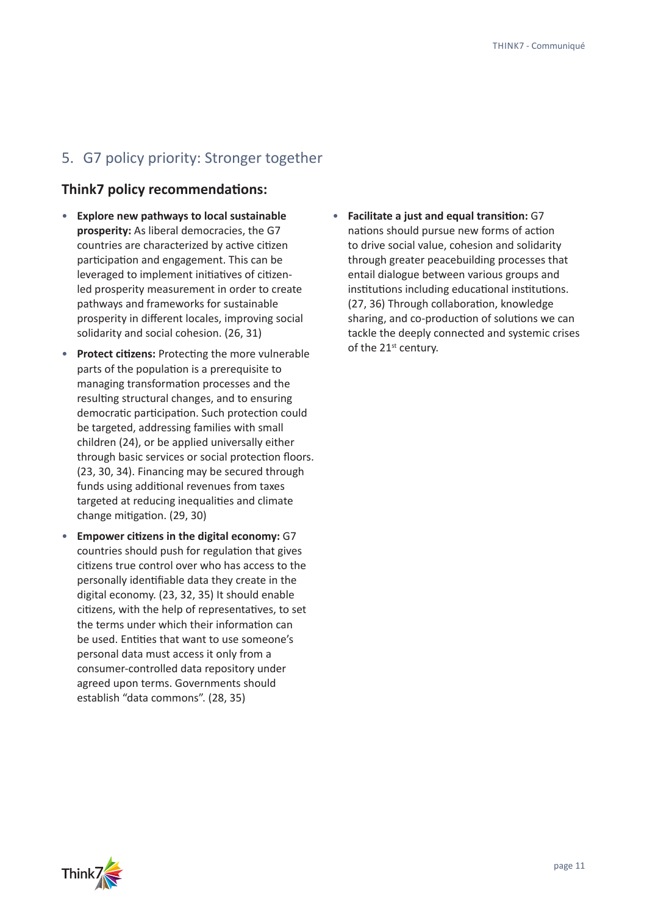## 5. G7 policy priority: Stronger together

### Think7 policy recommendations:

- **Explore new pathways to local sustainable prosperity:** As liberal democracies, the G7 countries are characterized by active citizen participation and engagement. This can be leveraged to implement initiatives of citizen-led prosperity measurement in order to create pathways and frameworks for sustainable prosperity in different locales, improving social solidarity and social cohesion. (26, 31)
- **Protect citizens:** Protecting the more vulnerable parts of the population is a prerequisite to managing transformation processes and the resulting structural changes, and to ensuring democratic participation. Such protection could be targeted, addressing families with small children (24), or be applied universally either through basic services or social protection floors. (23, 30, 34). Financing may be secured through funds using additional revenues from taxes targeted at reducing inequalities and climate change mitigation. (29, 30)
- **Empower citizens in the digital economy:** G7 countries should push for regulation that gives citizens true control over who has access to the personally identifiable data they create in the digital economy. (23, 32, 35) It should enable citizens, with the help of representatives, to set the terms under which their information can be used. Entities that want to use someone's personal data must access it only from a consumer-controlled data repository under agreed upon terms. Governments should establish "data commons". (28, 35)
- **Facilitate a just and equal transition:** G7 nations should pursue new forms of action to drive social value, cohesion and solidarity through greater peacebuilding processes that entail dialogue between various groups and institutions including educational institutions. (27, 36) Through collaboration, knowledge sharing, and co-production of solutions we can tackle the deeply connected and systemic crises of the 21st century.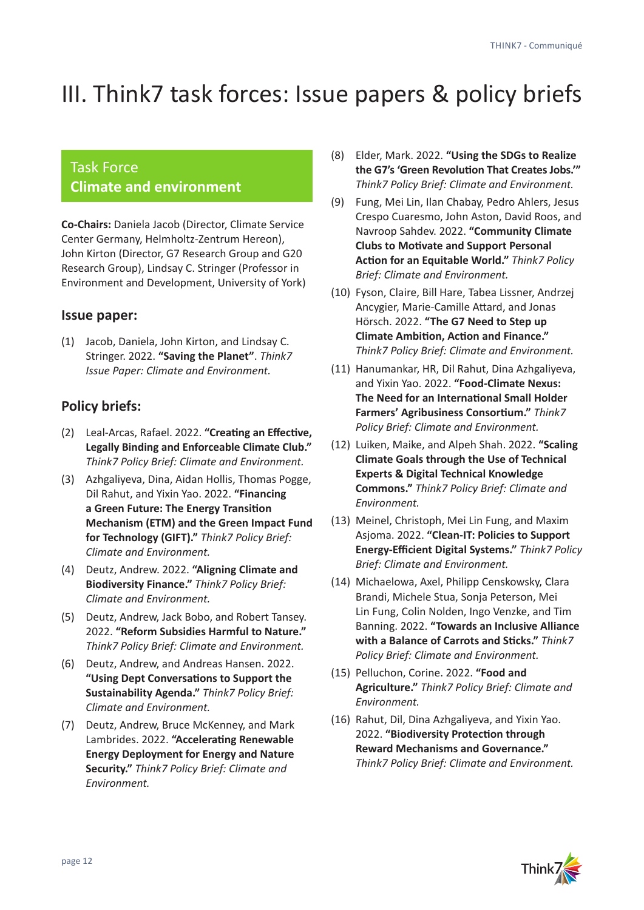# III. Think7 task forces: Issue papers & policy briefs

## Task Force
## Climate and environment

**Co-Chairs:** Daniela Jacob (Director, Climate Service Center Germany, Helmholtz-Zentrum Hereon), John Kirton (Director, G7 Research Group and G20 Research Group), Lindsay C. Stringer (Professor in Environment and Development, University of York)

### Issue paper:

(1) Jacob, Daniela, John Kirton, and Lindsay C. Stringer. 2022. **"Saving the Planet"**. *Think7 Issue Paper: Climate and Environment.*

### Policy briefs:

(2) Leal-Arcas, Rafael. 2022. **"Creating an Effective, Legally Binding and Enforceable Climate Club."** *Think7 Policy Brief: Climate and Environment.*

(3) Azhgaliyeva, Dina, Aidan Hollis, Thomas Pogge, Dil Rahut, and Yixin Yao. 2022. **"Financing a Green Future: The Energy Transition Mechanism (ETM) and the Green Impact Fund for Technology (GIFT)."** *Think7 Policy Brief: Climate and Environment.*

(4) Deutz, Andrew. 2022. **"Aligning Climate and Biodiversity Finance."** *Think7 Policy Brief: Climate and Environment.*

(5) Deutz, Andrew, Jack Bobo, and Robert Tansey. 2022. **"Reform Subsidies Harmful to Nature."** *Think7 Policy Brief: Climate and Environment.*

(6) Deutz, Andrew, and Andreas Hansen. 2022. **"Using Dept Conversations to Support the Sustainability Agenda."** *Think7 Policy Brief: Climate and Environment.*

(7) Deutz, Andrew, Bruce McKenney, and Mark Lambrides. 2022. **"Accelerating Renewable Energy Deployment for Energy and Nature Security."** *Think7 Policy Brief: Climate and Environment.*

(8) Elder, Mark. 2022. **"Using the SDGs to Realize the G7's 'Green Revolution That Creates Jobs.'"** *Think7 Policy Brief: Climate and Environment.*

(9) Fung, Mei Lin, Ilan Chabay, Pedro Ahlers, Jesus Crespo Cuaresmo, John Aston, David Roos, and Navroop Sahdev. 2022. **"Community Climate Clubs to Motivate and Support Personal Action for an Equitable World."** *Think7 Policy Brief: Climate and Environment.*

(10) Fyson, Claire, Bill Hare, Tabea Lissner, Andrzej Ancygier, Marie-Camille Attard, and Jonas Hörsch. 2022. **"The G7 Need to Step up Climate Ambition, Action and Finance."** *Think7 Policy Brief: Climate and Environment.*

(11) Hanumankar, HR, Dil Rahut, Dina Azhgaliyeva, and Yixin Yao. 2022. **"Food-Climate Nexus: The Need for an International Small Holder Farmers' Agribusiness Consortium."** *Think7 Policy Brief: Climate and Environment.*

(12) Luiken, Maike, and Alpeh Shah. 2022. **"Scaling Climate Goals through the Use of Technical Experts & Digital Technical Knowledge Commons."** *Think7 Policy Brief: Climate and Environment.*

(13) Meinel, Christoph, Mei Lin Fung, and Maxim Asjoma. 2022. **"Clean-IT: Policies to Support Energy-Efficient Digital Systems."** *Think7 Policy Brief: Climate and Environment.*

(14) Michaelowa, Axel, Philipp Censkowsky, Clara Brandi, Michele Stua, Sonja Peterson, Mei Lin Fung, Colin Nolden, Ingo Venzke, and Tim Banning. 2022. **"Towards an Inclusive Alliance with a Balance of Carrots and Sticks."** *Think7 Policy Brief: Climate and Environment.*

(15) Pelluchon, Corine. 2022. **"Food and Agriculture."** *Think7 Policy Brief: Climate and Environment.*

(16) Rahut, Dil, Dina Azhgaliyeva, and Yixin Yao. 2022. **"Biodiversity Protection through Reward Mechanisms and Governance."** *Think7 Policy Brief: Climate and Environment.*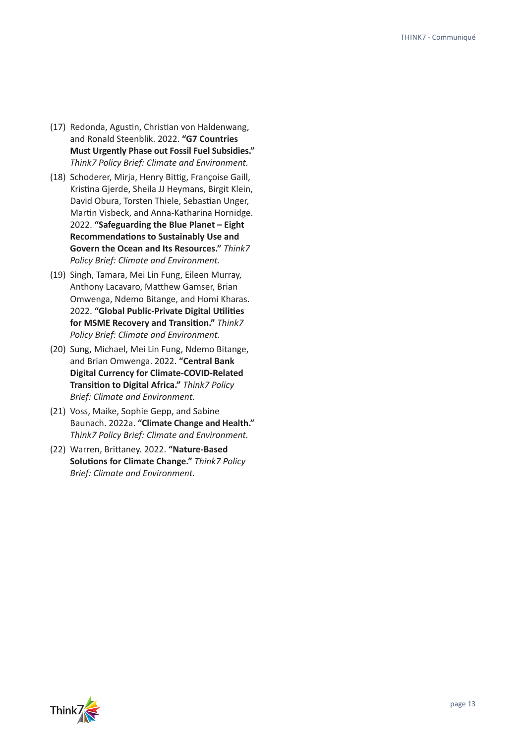(17) Redonda, Agustin, Christian von Haldenwang, and Ronald Steenblik. 2022. **"G7 Countries Must Urgently Phase out Fossil Fuel Subsidies."** *Think7 Policy Brief: Climate and Environment.*

(18) Schoderer, Mirja, Henry Bittig, Françoise Gaill, Kristina Gjerde, Sheila JJ Heymans, Birgit Klein, David Obura, Torsten Thiele, Sebastian Unger, Martin Visbeck, and Anna-Katharina Hornidge. 2022. **"Safeguarding the Blue Planet – Eight Recommendations to Sustainably Use and Govern the Ocean and Its Resources."** *Think7 Policy Brief: Climate and Environment.*

(19) Singh, Tamara, Mei Lin Fung, Eileen Murray, Anthony Lacavaro, Matthew Gamser, Brian Omwenga, Ndemo Bitange, and Homi Kharas. 2022. **"Global Public-Private Digital Utilities for MSME Recovery and Transition."** *Think7 Policy Brief: Climate and Environment.*

(20) Sung, Michael, Mei Lin Fung, Ndemo Bitange, and Brian Omwenga. 2022. **"Central Bank Digital Currency for Climate-COVID-Related Transition to Digital Africa."** *Think7 Policy Brief: Climate and Environment.*

(21) Voss, Maike, Sophie Gepp, and Sabine Baunach. 2022a. **"Climate Change and Health."** *Think7 Policy Brief: Climate and Environment.*

(22) Warren, Brittaney. 2022. **"Nature-Based Solutions for Climate Change."** *Think7 Policy Brief: Climate and Environment.*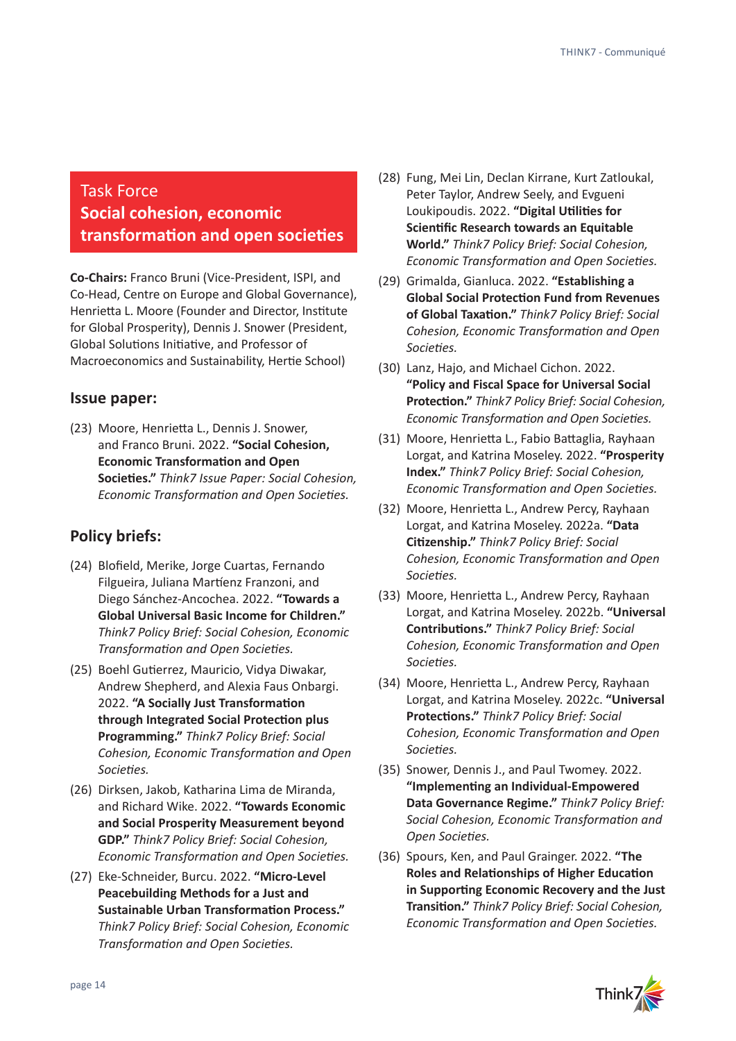## Task Force Social cohesion, economic transformation and open societies

**Co-Chairs:** Franco Bruni (Vice-President, ISPI, and Co-Head, Centre on Europe and Global Governance), Henrietta L. Moore (Founder and Director, Institute for Global Prosperity), Dennis J. Snower (President, Global Solutions Initiative, and Professor of Macroeconomics and Sustainability, Hertie School)

### Issue paper:

(23) Moore, Henrietta L., Dennis J. Snower, and Franco Bruni. 2022. **"Social Cohesion, Economic Transformation and Open Societies."** *Think7 Issue Paper: Social Cohesion, Economic Transformation and Open Societies.*

### Policy briefs:

(24) Blofield, Merike, Jorge Cuartas, Fernando Filgueira, Juliana Martíenz Franzoni, and Diego Sánchez-Ancochea. 2022. **"Towards a Global Universal Basic Income for Children."** *Think7 Policy Brief: Social Cohesion, Economic Transformation and Open Societies.*

(25) Boehl Gutierrez, Mauricio, Vidya Diwakar, Andrew Shepherd, and Alexia Faus Onbargi. 2022. **"A Socially Just Transformation through Integrated Social Protection plus Programming."** *Think7 Policy Brief: Social Cohesion, Economic Transformation and Open Societies.*

(26) Dirksen, Jakob, Katharina Lima de Miranda, and Richard Wike. 2022. **"Towards Economic and Social Prosperity Measurement beyond GDP."** *Think7 Policy Brief: Social Cohesion, Economic Transformation and Open Societies.*

(27) Eke-Schneider, Burcu. 2022. **"Micro-Level Peacebuilding Methods for a Just and Sustainable Urban Transformation Process."** *Think7 Policy Brief: Social Cohesion, Economic Transformation and Open Societies.*

(28) Fung, Mei Lin, Declan Kirrane, Kurt Zatloukal, Peter Taylor, Andrew Seely, and Evgueni Loukipoudis. 2022. **"Digital Utilities for Scientific Research towards an Equitable World."** *Think7 Policy Brief: Social Cohesion, Economic Transformation and Open Societies.*

(29) Grimalda, Gianluca. 2022. **"Establishing a Global Social Protection Fund from Revenues of Global Taxation."** *Think7 Policy Brief: Social Cohesion, Economic Transformation and Open Societies.*

(30) Lanz, Hajo, and Michael Cichon. 2022. **"Policy and Fiscal Space for Universal Social Protection."** *Think7 Policy Brief: Social Cohesion, Economic Transformation and Open Societies.*

(31) Moore, Henrietta L., Fabio Battaglia, Rayhaan Lorgat, and Katrina Moseley. 2022. **"Prosperity Index."** *Think7 Policy Brief: Social Cohesion, Economic Transformation and Open Societies.*

(32) Moore, Henrietta L., Andrew Percy, Rayhaan Lorgat, and Katrina Moseley. 2022a. **"Data Citizenship."** *Think7 Policy Brief: Social Cohesion, Economic Transformation and Open Societies.*

(33) Moore, Henrietta L., Andrew Percy, Rayhaan Lorgat, and Katrina Moseley. 2022b. **"Universal Contributions."** *Think7 Policy Brief: Social Cohesion, Economic Transformation and Open Societies.*

(34) Moore, Henrietta L., Andrew Percy, Rayhaan Lorgat, and Katrina Moseley. 2022c. **"Universal Protections."** *Think7 Policy Brief: Social Cohesion, Economic Transformation and Open Societies.*

(35) Snower, Dennis J., and Paul Twomey. 2022. **"Implementing an Individual-Empowered Data Governance Regime."** *Think7 Policy Brief: Social Cohesion, Economic Transformation and Open Societies.*

(36) Spours, Ken, and Paul Grainger. 2022. **"The Roles and Relationships of Higher Education in Supporting Economic Recovery and the Just Transition."** *Think7 Policy Brief: Social Cohesion, Economic Transformation and Open Societies.*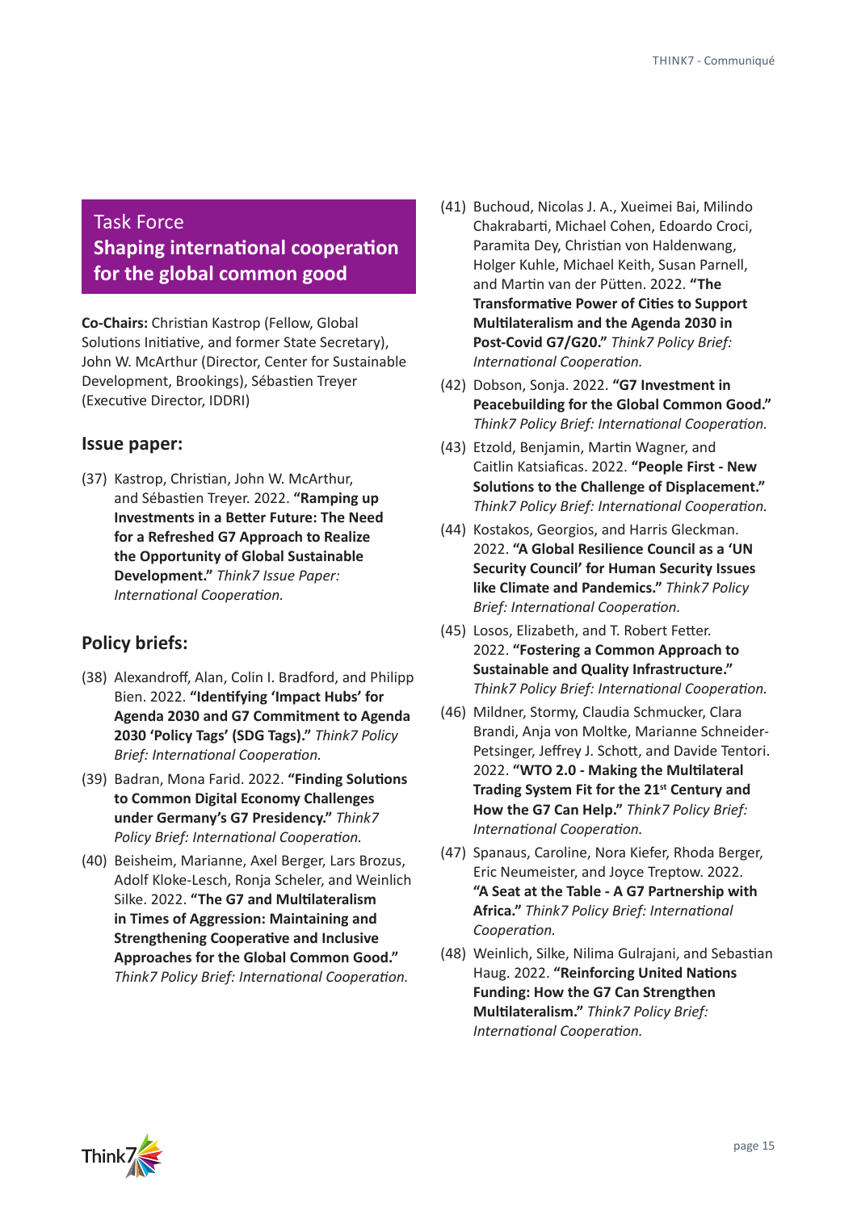## Task Force Shaping international cooperation for the global common good

**Co-Chairs:** Christian Kastrop (Fellow, Global Solutions Initiative, and former State Secretary), John W. McArthur (Director, Center for Sustainable Development, Brookings), Sébastien Treyer (Executive Director, IDDRI)

### Issue paper:

(37) Kastrop, Christian, John W. McArthur, and Sébastien Treyer. 2022. **"Ramping up Investments in a Better Future: The Need for a Refreshed G7 Approach to Realize the Opportunity of Global Sustainable Development."** *Think7 Issue Paper: International Cooperation.*

### Policy briefs:

(38) Alexandroff, Alan, Colin I. Bradford, and Philipp Bien. 2022. **"Identifying 'Impact Hubs' for Agenda 2030 and G7 Commitment to Agenda 2030 'Policy Tags' (SDG Tags)."** *Think7 Policy Brief: International Cooperation.*

(39) Badran, Mona Farid. 2022. **"Finding Solutions to Common Digital Economy Challenges under Germany's G7 Presidency."** *Think7 Policy Brief: International Cooperation.*

(40) Beisheim, Marianne, Axel Berger, Lars Brozus, Adolf Kloke-Lesch, Ronja Scheler, and Weinlich Silke. 2022. **"The G7 and Multilateralism in Times of Aggression: Maintaining and Strengthening Cooperative and Inclusive Approaches for the Global Common Good."** *Think7 Policy Brief: International Cooperation.*

(41) Buchoud, Nicolas J. A., Xueimei Bai, Milindo Chakrabarti, Michael Cohen, Edoardo Croci, Paramita Dey, Christian von Haldenwang, Holger Kuhle, Michael Keith, Susan Parnell, and Martin van der Pütten. 2022. **"The Transformative Power of Cities to Support Multilateralism and the Agenda 2030 in Post-Covid G7/G20."** *Think7 Policy Brief: International Cooperation.*

(42) Dobson, Sonja. 2022. **"G7 Investment in Peacebuilding for the Global Common Good."** *Think7 Policy Brief: International Cooperation.*

(43) Etzold, Benjamin, Martin Wagner, and Caitlin Katsiaficas. 2022. **"People First - New Solutions to the Challenge of Displacement."** *Think7 Policy Brief: International Cooperation.*

(44) Kostakos, Georgios, and Harris Gleckman. 2022. **"A Global Resilience Council as a 'UN Security Council' for Human Security Issues like Climate and Pandemics."** *Think7 Policy Brief: International Cooperation.*

(45) Losos, Elizabeth, and T. Robert Fetter. 2022. **"Fostering a Common Approach to Sustainable and Quality Infrastructure."** *Think7 Policy Brief: International Cooperation.*

(46) Mildner, Stormy, Claudia Schmucker, Clara Brandi, Anja von Moltke, Marianne Schneider-Petsinger, Jeffrey J. Schott, and Davide Tentori. 2022. **"WTO 2.0 - Making the Multilateral Trading System Fit for the 21st Century and How the G7 Can Help."** *Think7 Policy Brief: International Cooperation.*

(47) Spanaus, Caroline, Nora Kiefer, Rhoda Berger, Eric Neumeister, and Joyce Treptow. 2022. **"A Seat at the Table - A G7 Partnership with Africa."** *Think7 Policy Brief: International Cooperation.*

(48) Weinlich, Silke, Nilima Gulrajani, and Sebastian Haug. 2022. **"Reinforcing United Nations Funding: How the G7 Can Strengthen Multilateralism."** *Think7 Policy Brief: International Cooperation.*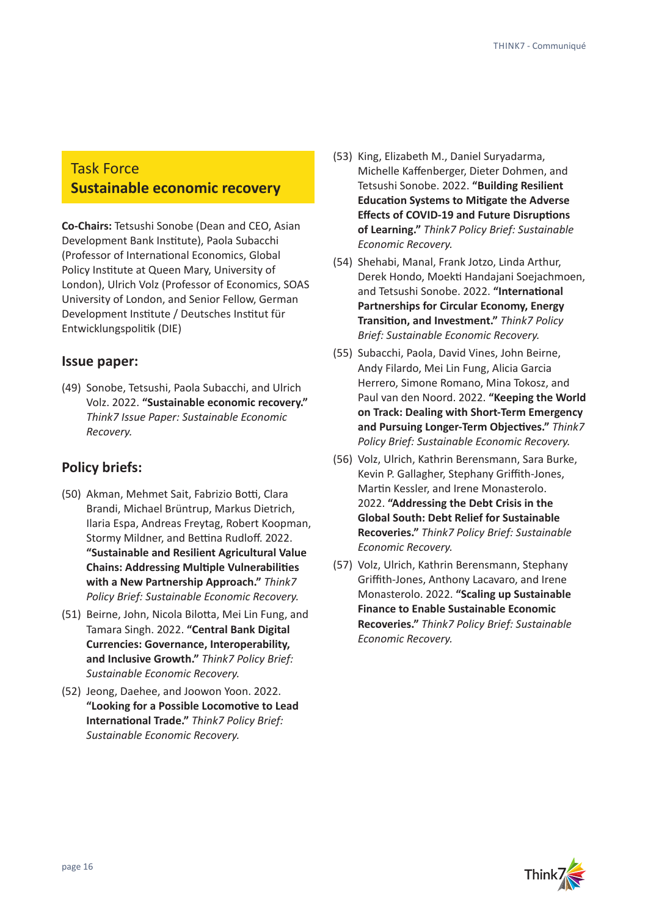## Task Force
## Sustainable economic recovery

**Co-Chairs:** Tetsushi Sonobe (Dean and CEO, Asian Development Bank Institute), Paola Subacchi (Professor of International Economics, Global Policy Institute at Queen Mary, University of London), Ulrich Volz (Professor of Economics, SOAS University of London, and Senior Fellow, German Development Institute / Deutsches Institut für Entwicklungspolitik (DIE)

### Issue paper:

(49) Sonobe, Tetsushi, Paola Subacchi, and Ulrich Volz. 2022. **"Sustainable economic recovery."** *Think7 Issue Paper: Sustainable Economic Recovery.*

### Policy briefs:

(50) Akman, Mehmet Sait, Fabrizio Botti, Clara Brandi, Michael Brüntrup, Markus Dietrich, Ilaria Espa, Andreas Freytag, Robert Koopman, Stormy Mildner, and Bettina Rudloff. 2022. **"Sustainable and Resilient Agricultural Value Chains: Addressing Multiple Vulnerabilities with a New Partnership Approach."** *Think7 Policy Brief: Sustainable Economic Recovery.*

(51) Beirne, John, Nicola Bilotta, Mei Lin Fung, and Tamara Singh. 2022. **"Central Bank Digital Currencies: Governance, Interoperability, and Inclusive Growth."** *Think7 Policy Brief: Sustainable Economic Recovery.*

(52) Jeong, Daehee, and Joowon Yoon. 2022. **"Looking for a Possible Locomotive to Lead International Trade."** *Think7 Policy Brief: Sustainable Economic Recovery.*

(53) King, Elizabeth M., Daniel Suryadarma, Michelle Kaffenberger, Dieter Dohmen, and Tetsushi Sonobe. 2022. **"Building Resilient Education Systems to Mitigate the Adverse Effects of COVID-19 and Future Disruptions of Learning."** *Think7 Policy Brief: Sustainable Economic Recovery.*

(54) Shehabi, Manal, Frank Jotzo, Linda Arthur, Derek Hondo, Moekti Handajani Soejachmoen, and Tetsushi Sonobe. 2022. **"International Partnerships for Circular Economy, Energy Transition, and Investment."** *Think7 Policy Brief: Sustainable Economic Recovery.*

(55) Subacchi, Paola, David Vines, John Beirne, Andy Filardo, Mei Lin Fung, Alicia Garcia Herrero, Simone Romano, Mina Tokosz, and Paul van den Noord. 2022. **"Keeping the World on Track: Dealing with Short-Term Emergency and Pursuing Longer-Term Objectives."** *Think7 Policy Brief: Sustainable Economic Recovery.*

(56) Volz, Ulrich, Kathrin Berensmann, Sara Burke, Kevin P. Gallagher, Stephany Griffith-Jones, Martin Kessler, and Irene Monasterolo. 2022. **"Addressing the Debt Crisis in the Global South: Debt Relief for Sustainable Recoveries."** *Think7 Policy Brief: Sustainable Economic Recovery.*

(57) Volz, Ulrich, Kathrin Berensmann, Stephany Griffith-Jones, Anthony Lacavaro, and Irene Monasterolo. 2022. **"Scaling up Sustainable Finance to Enable Sustainable Economic Recoveries."** *Think7 Policy Brief: Sustainable Economic Recovery.*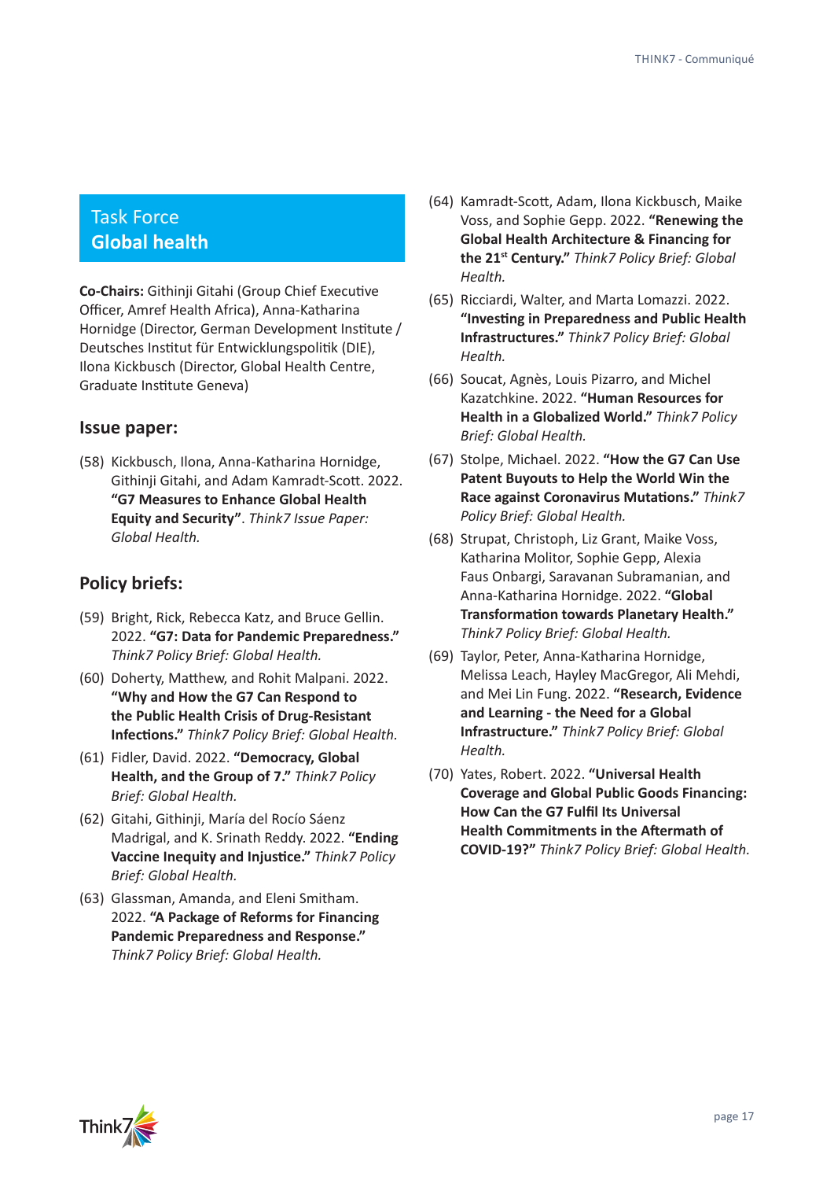## Task Force
## Global health

**Co-Chairs:** Githinji Gitahi (Group Chief Executive Officer, Amref Health Africa), Anna-Katharina Hornidge (Director, German Development Institute / Deutsches Institut für Entwicklungspolitik (DIE), Ilona Kickbusch (Director, Global Health Centre, Graduate Institute Geneva)

### Issue paper:

(58) Kickbusch, Ilona, Anna-Katharina Hornidge, Githinji Gitahi, and Adam Kamradt-Scott. 2022. **"G7 Measures to Enhance Global Health Equity and Security"**. *Think7 Issue Paper: Global Health.*

### Policy briefs:

(59) Bright, Rick, Rebecca Katz, and Bruce Gellin. 2022. **"G7: Data for Pandemic Preparedness."** *Think7 Policy Brief: Global Health.*

(60) Doherty, Matthew, and Rohit Malpani. 2022. **"Why and How the G7 Can Respond to the Public Health Crisis of Drug-Resistant Infections."** *Think7 Policy Brief: Global Health.*

(61) Fidler, David. 2022. **"Democracy, Global Health, and the Group of 7."** *Think7 Policy Brief: Global Health.*

(62) Gitahi, Githinji, María del Rocío Sáenz Madrigal, and K. Srinath Reddy. 2022. **"Ending Vaccine Inequity and Injustice."** *Think7 Policy Brief: Global Health.*

(63) Glassman, Amanda, and Eleni Smitham. 2022. **"A Package of Reforms for Financing Pandemic Preparedness and Response."** *Think7 Policy Brief: Global Health.*

(64) Kamradt-Scott, Adam, Ilona Kickbusch, Maike Voss, and Sophie Gepp. 2022. **"Renewing the Global Health Architecture & Financing for the 21st Century."** *Think7 Policy Brief: Global Health.*

(65) Ricciardi, Walter, and Marta Lomazzi. 2022. **"Investing in Preparedness and Public Health Infrastructures."** *Think7 Policy Brief: Global Health.*

(66) Soucat, Agnès, Louis Pizarro, and Michel Kazatchkine. 2022. **"Human Resources for Health in a Globalized World."** *Think7 Policy Brief: Global Health.*

(67) Stolpe, Michael. 2022. **"How the G7 Can Use Patent Buyouts to Help the World Win the Race against Coronavirus Mutations."** *Think7 Policy Brief: Global Health.*

(68) Strupat, Christoph, Liz Grant, Maike Voss, Katharina Molitor, Sophie Gepp, Alexia Faus Onbargi, Saravanan Subramanian, and Anna-Katharina Hornidge. 2022. **"Global Transformation towards Planetary Health."** *Think7 Policy Brief: Global Health.*

(69) Taylor, Peter, Anna-Katharina Hornidge, Melissa Leach, Hayley MacGregor, Ali Mehdi, and Mei Lin Fung. 2022. **"Research, Evidence and Learning - the Need for a Global Infrastructure."** *Think7 Policy Brief: Global Health.*

(70) Yates, Robert. 2022. **"Universal Health Coverage and Global Public Goods Financing: How Can the G7 Fulfil Its Universal Health Commitments in the Aftermath of COVID-19?"** *Think7 Policy Brief: Global Health.*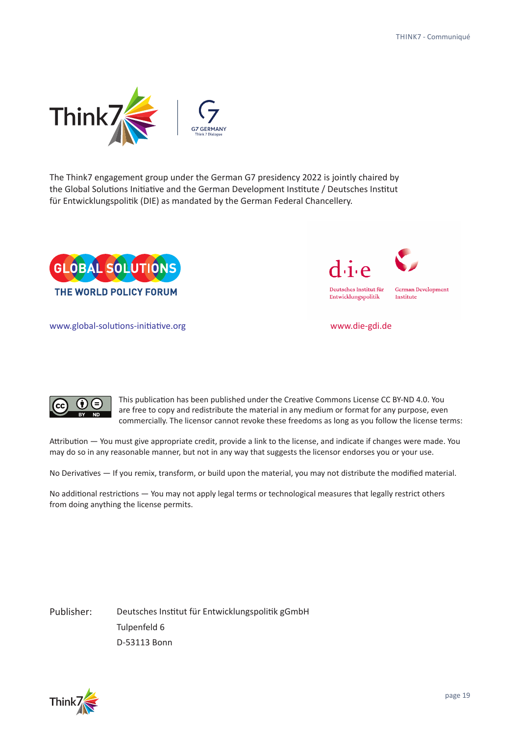The Think7 engagement group under the German G7 presidency 2022 is jointly chaired by the Global Solutions Initiative and the German Development Institute / Deutsches Institut für Entwicklungspolitik (DIE) as mandated by the German Federal Chancellery.

www.global-solutions-initiative.org

www.die-gdi.de

This publication has been published under the Creative Commons License CC BY-ND 4.0. You are free to copy and redistribute the material in any medium or format for any purpose, even commercially. The licensor cannot revoke these freedoms as long as you follow the license terms:

Attribution — You must give appropriate credit, provide a link to the license, and indicate if changes were made. You may do so in any reasonable manner, but not in any way that suggests the licensor endorses you or your use.

No Derivatives — If you remix, transform, or build upon the material, you may not distribute the modified material.

No additional restrictions — You may not apply legal terms or technological measures that legally restrict others from doing anything the license permits.

Publisher: Deutsches Institut für Entwicklungspolitik gGmbH
Tulpenfeld 6
D-53113 Bonn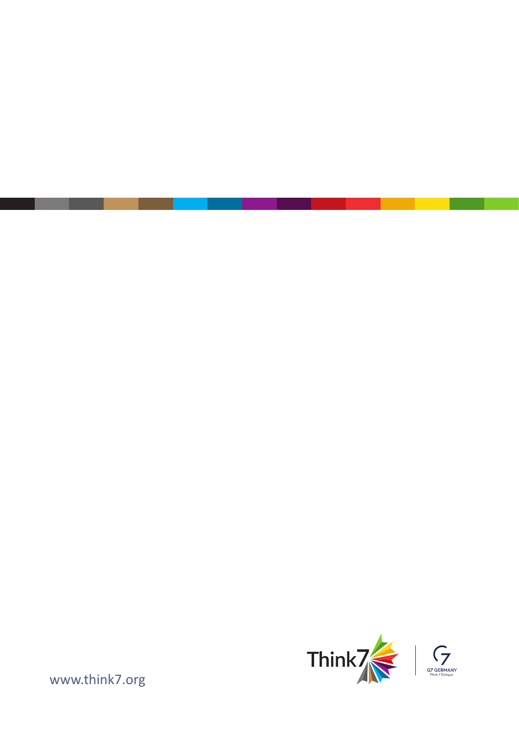www.think7.org